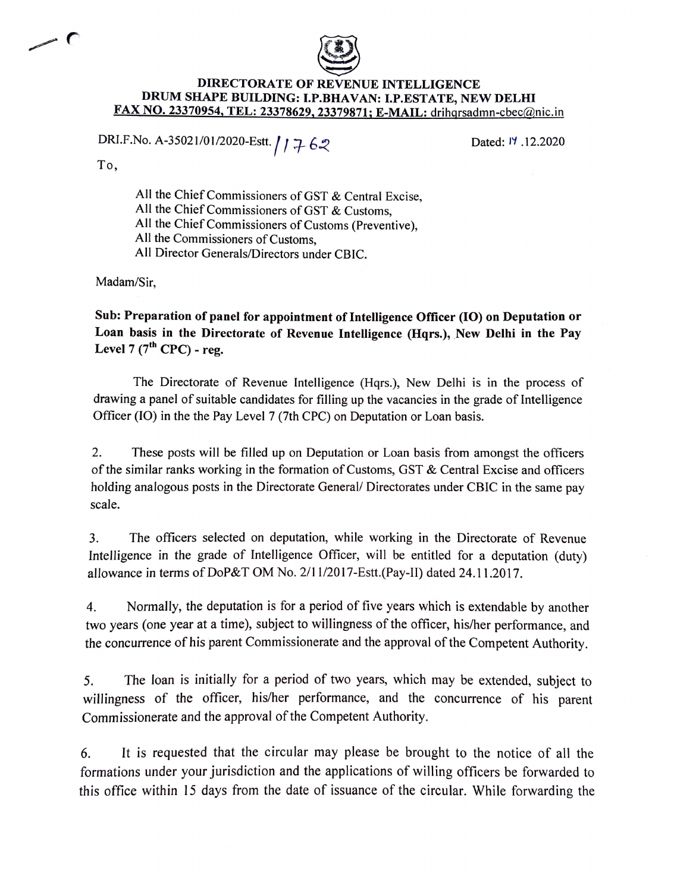# DIRECTORATE OF REVENUE INTELLIGENCE
## DRUM SHAPE BUILDING: I.P.BHAVAN: I.P.ESTATE, NEW DELHI
**FAX NO. 23370954, TEL: 23378629, 23379871; E-MAIL: drihqrsadmn-cbec@nic.in**

DRI.F.No. A-35021/01/2020-Estt. /1762 Dated: 17.12.2020

To,

All the Chief Commissioners of GST & Central Excise,
All the Chief Commissioners of GST & Customs,
All the Chief Commissioners of Customs (Preventive),
All the Commissioners of Customs,
All Director Generals/Directors under CBIC.

Madam/Sir,

**Sub: Preparation of panel for appointment of Intelligence Officer (IO) on Deputation or Loan basis in the Directorate of Revenue Intelligence (Hqrs.), New Delhi in the Pay Level 7 (7th CPC) - reg.**

The Directorate of Revenue Intelligence (Hqrs.), New Delhi is in the process of drawing a panel of suitable candidates for filling up the vacancies in the grade of Intelligence Officer (IO) in the the Pay Level 7 (7th CPC) on Deputation or Loan basis.

2. These posts will be filled up on Deputation or Loan basis from amongst the officers of the similar ranks working in the formation of Customs, GST & Central Excise and officers holding analogous posts in the Directorate General/ Directorates under CBIC in the same pay scale.

3. The officers selected on deputation, while working in the Directorate of Revenue Intelligence in the grade of Intelligence Officer, will be entitled for a deputation (duty) allowance in terms of DoP&T OM No. 2/11/2017-Estt.(Pay-II) dated 24.11.2017.

4. Normally, the deputation is for a period of five years which is extendable by another two years (one year at a time), subject to willingness of the officer, his/her performance, and the concurrence of his parent Commissionerate and the approval of the Competent Authority.

5. The loan is initially for a period of two years, which may be extended, subject to willingness of the officer, his/her performance, and the concurrence of his parent Commissionerate and the approval of the Competent Authority.

6. It is requested that the circular may please be brought to the notice of all the formations under your jurisdiction and the applications of willing officers be forwarded to this office within 15 days from the date of issuance of the circular. While forwarding the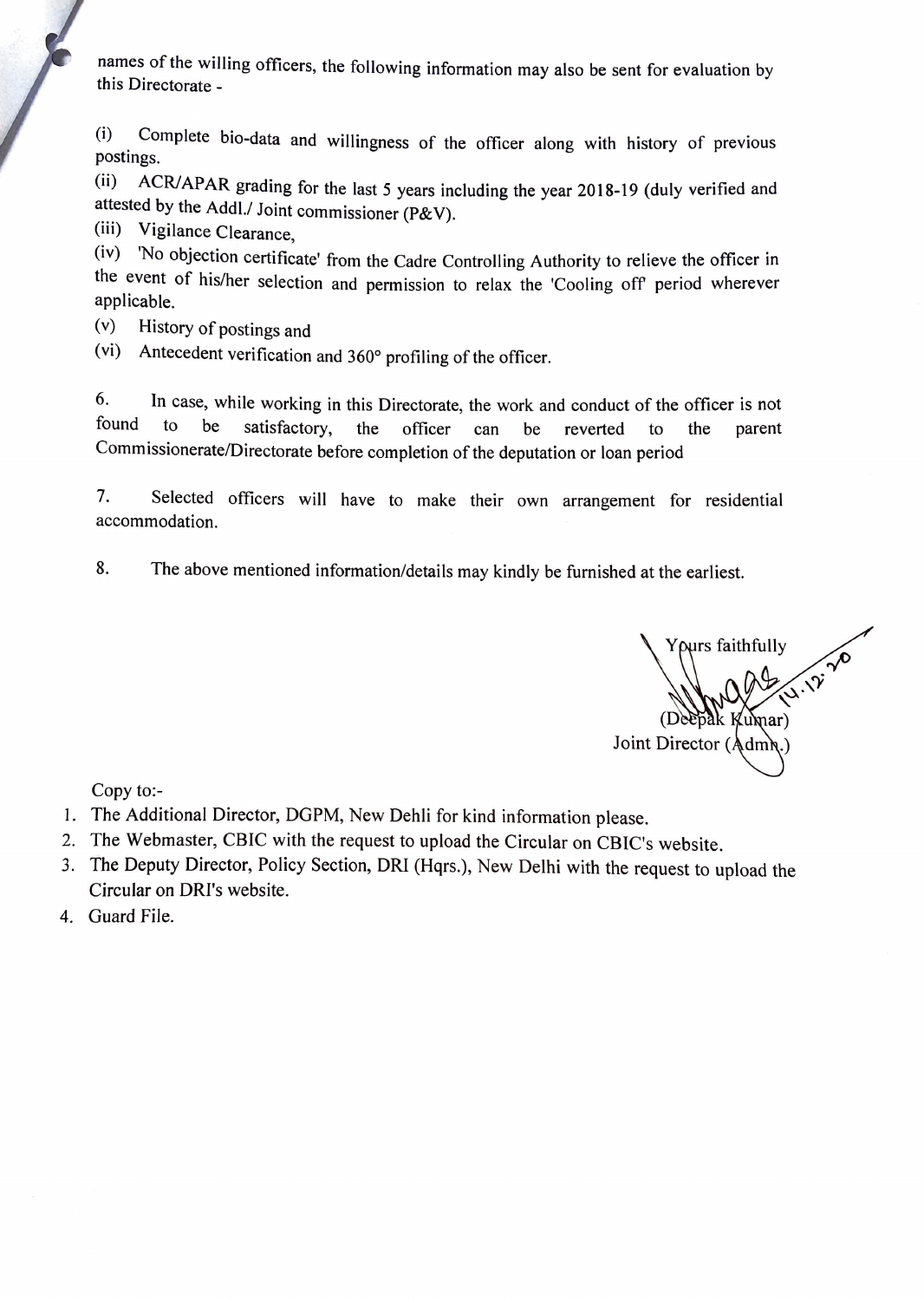names of the willing officers, the following information may also be sent for evaluation by this Directorate -

(i) Complete bio-data and willingness of the officer along with history of previous postings.

(ii) ACR/APAR grading for the last 5 years including the year 2018-19 (duly verified and attested by the Addl./ Joint commissioner (P&V).

(iii) Vigilance Clearance,

(iv) 'No objection certificate' from the Cadre Controlling Authority to relieve the officer in the event of his/her selection and permission to relax the 'Cooling off' period wherever applicable.

(v) History of postings and

(vi) Antecedent verification and 360° profiling of the officer.

6. In case, while working in this Directorate, the work and conduct of the officer is not found to be satisfactory, the officer can be reverted to the parent Commissionerate/Directorate before completion of the deputation or loan period

7. Selected officers will have to make their own arrangement for residential accommodation.

8. The above mentioned information/details may kindly be furnished at the earliest.

Yours faithfully

14.12.20

(Deepak Kumar)
Joint Director (Admn.)

Copy to:-

1. The Additional Director, DGPM, New Dehli for kind information please.
2. The Webmaster, CBIC with the request to upload the Circular on CBIC's website.
3. The Deputy Director, Policy Section, DRI (Hqrs.), New Delhi with the request to upload the Circular on DRI's website.
4. Guard File.